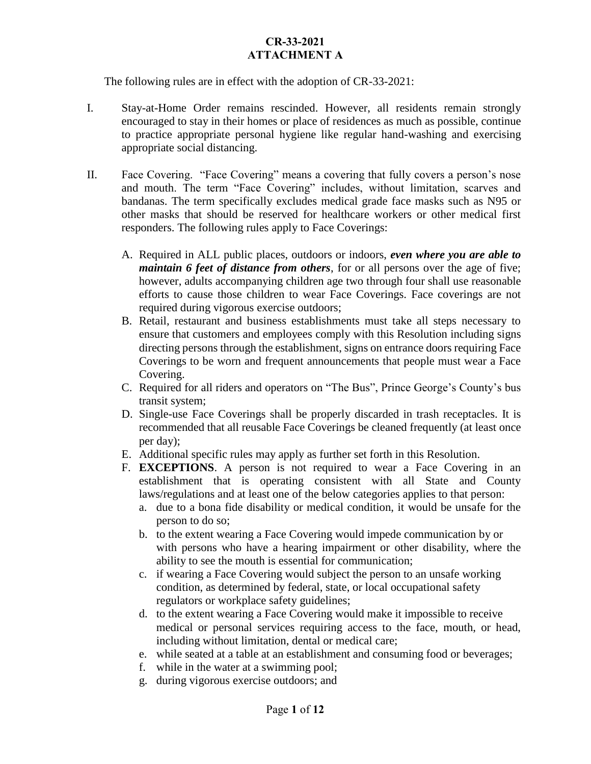# CR-33-2021
## ATTACHMENT A

The following rules are in effect with the adoption of CR-33-2021:

I. Stay-at-Home Order remains rescinded. However, all residents remain strongly encouraged to stay in their homes or place of residences as much as possible, continue to practice appropriate personal hygiene like regular hand-washing and exercising appropriate social distancing.

II. Face Covering. "Face Covering" means a covering that fully covers a person's nose and mouth. The term "Face Covering" includes, without limitation, scarves and bandanas. The term specifically excludes medical grade face masks such as N95 or other masks that should be reserved for healthcare workers or other medical first responders. The following rules apply to Face Coverings:

   A. Required in ALL public places, outdoors or indoors, ***even where you are able to maintain 6 feet of distance from others***, for or all persons over the age of five; however, adults accompanying children age two through four shall use reasonable efforts to cause those children to wear Face Coverings. Face coverings are not required during vigorous exercise outdoors;
   B. Retail, restaurant and business establishments must take all steps necessary to ensure that customers and employees comply with this Resolution including signs directing persons through the establishment, signs on entrance doors requiring Face Coverings to be worn and frequent announcements that people must wear a Face Covering.
   C. Required for all riders and operators on "The Bus", Prince George's County's bus transit system;
   D. Single-use Face Coverings shall be properly discarded in trash receptacles. It is recommended that all reusable Face Coverings be cleaned frequently (at least once per day);
   E. Additional specific rules may apply as further set forth in this Resolution.
   F. **EXCEPTIONS**. A person is not required to wear a Face Covering in an establishment that is operating consistent with all State and County laws/regulations and at least one of the below categories applies to that person:
      a. due to a bona fide disability or medical condition, it would be unsafe for the person to do so;
      b. to the extent wearing a Face Covering would impede communication by or with persons who have a hearing impairment or other disability, where the ability to see the mouth is essential for communication;
      c. if wearing a Face Covering would subject the person to an unsafe working condition, as determined by federal, state, or local occupational safety regulators or workplace safety guidelines;
      d. to the extent wearing a Face Covering would make it impossible to receive medical or personal services requiring access to the face, mouth, or head, including without limitation, dental or medical care;
      e. while seated at a table at an establishment and consuming food or beverages;
      f. while in the water at a swimming pool;
      g. during vigorous exercise outdoors; and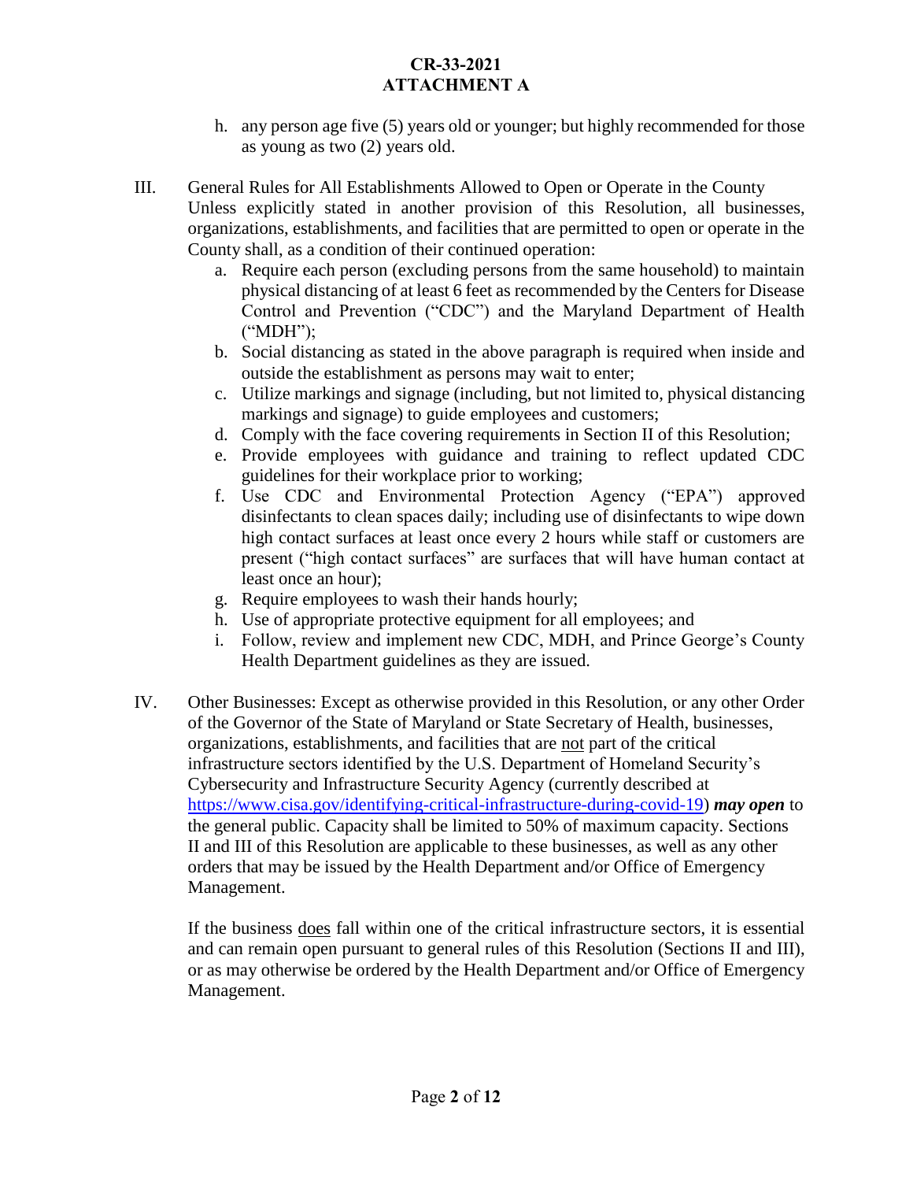h. any person age five (5) years old or younger; but highly recommended for those as young as two (2) years old.

III. General Rules for All Establishments Allowed to Open or Operate in the County
Unless explicitly stated in another provision of this Resolution, all businesses, organizations, establishments, and facilities that are permitted to open or operate in the County shall, as a condition of their continued operation:

a. Require each person (excluding persons from the same household) to maintain physical distancing of at least 6 feet as recommended by the Centers for Disease Control and Prevention ("CDC") and the Maryland Department of Health ("MDH");
b. Social distancing as stated in the above paragraph is required when inside and outside the establishment as persons may wait to enter;
c. Utilize markings and signage (including, but not limited to, physical distancing markings and signage) to guide employees and customers;
d. Comply with the face covering requirements in Section II of this Resolution;
e. Provide employees with guidance and training to reflect updated CDC guidelines for their workplace prior to working;
f. Use CDC and Environmental Protection Agency ("EPA") approved disinfectants to clean spaces daily; including use of disinfectants to wipe down high contact surfaces at least once every 2 hours while staff or customers are present ("high contact surfaces" are surfaces that will have human contact at least once an hour);
g. Require employees to wash their hands hourly;
h. Use of appropriate protective equipment for all employees; and
i. Follow, review and implement new CDC, MDH, and Prince George's County Health Department guidelines as they are issued.

IV. Other Businesses: Except as otherwise provided in this Resolution, or any other Order of the Governor of the State of Maryland or State Secretary of Health, businesses, organizations, establishments, and facilities that are not part of the critical infrastructure sectors identified by the U.S. Department of Homeland Security's Cybersecurity and Infrastructure Security Agency (currently described at https://www.cisa.gov/identifying-critical-infrastructure-during-covid-19) ***may open*** to the general public. Capacity shall be limited to 50% of maximum capacity. Sections II and III of this Resolution are applicable to these businesses, as well as any other orders that may be issued by the Health Department and/or Office of Emergency Management.

If the business does fall within one of the critical infrastructure sectors, it is essential and can remain open pursuant to general rules of this Resolution (Sections II and III), or as may otherwise be ordered by the Health Department and/or Office of Emergency Management.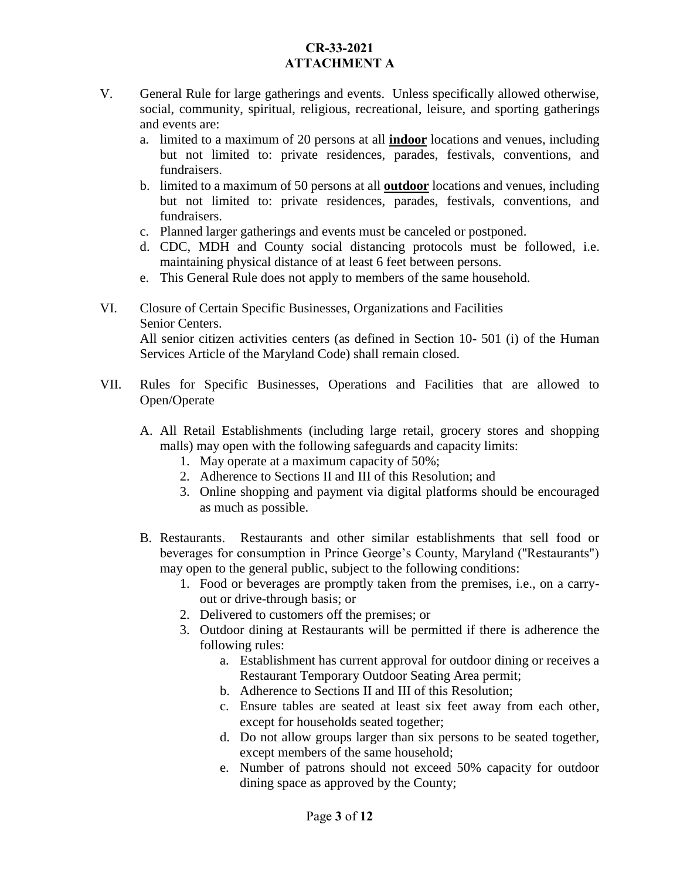**CR-33-2021**
**ATTACHMENT A**

V. General Rule for large gatherings and events. Unless specifically allowed otherwise, social, community, spiritual, religious, recreational, leisure, and sporting gatherings and events are:

   a. limited to a maximum of 20 persons at all **indoor** locations and venues, including but not limited to: private residences, parades, festivals, conventions, and fundraisers.
   b. limited to a maximum of 50 persons at all **outdoor** locations and venues, including but not limited to: private residences, parades, festivals, conventions, and fundraisers.
   c. Planned larger gatherings and events must be canceled or postponed.
   d. CDC, MDH and County social distancing protocols must be followed, i.e. maintaining physical distance of at least 6 feet between persons.
   e. This General Rule does not apply to members of the same household.

VI. Closure of Certain Specific Businesses, Organizations and Facilities
Senior Centers.
All senior citizen activities centers (as defined in Section 10- 501 (i) of the Human Services Article of the Maryland Code) shall remain closed.

VII. Rules for Specific Businesses, Operations and Facilities that are allowed to Open/Operate

   A. All Retail Establishments (including large retail, grocery stores and shopping malls) may open with the following safeguards and capacity limits:
      1. May operate at a maximum capacity of 50%;
      2. Adherence to Sections II and III of this Resolution; and
      3. Online shopping and payment via digital platforms should be encouraged as much as possible.

   B. Restaurants. Restaurants and other similar establishments that sell food or beverages for consumption in Prince George's County, Maryland ("Restaurants") may open to the general public, subject to the following conditions:
      1. Food or beverages are promptly taken from the premises, i.e., on a carry-out or drive-through basis; or
      2. Delivered to customers off the premises; or
      3. Outdoor dining at Restaurants will be permitted if there is adherence the following rules:
         a. Establishment has current approval for outdoor dining or receives a Restaurant Temporary Outdoor Seating Area permit;
         b. Adherence to Sections II and III of this Resolution;
         c. Ensure tables are seated at least six feet away from each other, except for households seated together;
         d. Do not allow groups larger than six persons to be seated together, except members of the same household;
         e. Number of patrons should not exceed 50% capacity for outdoor dining space as approved by the County;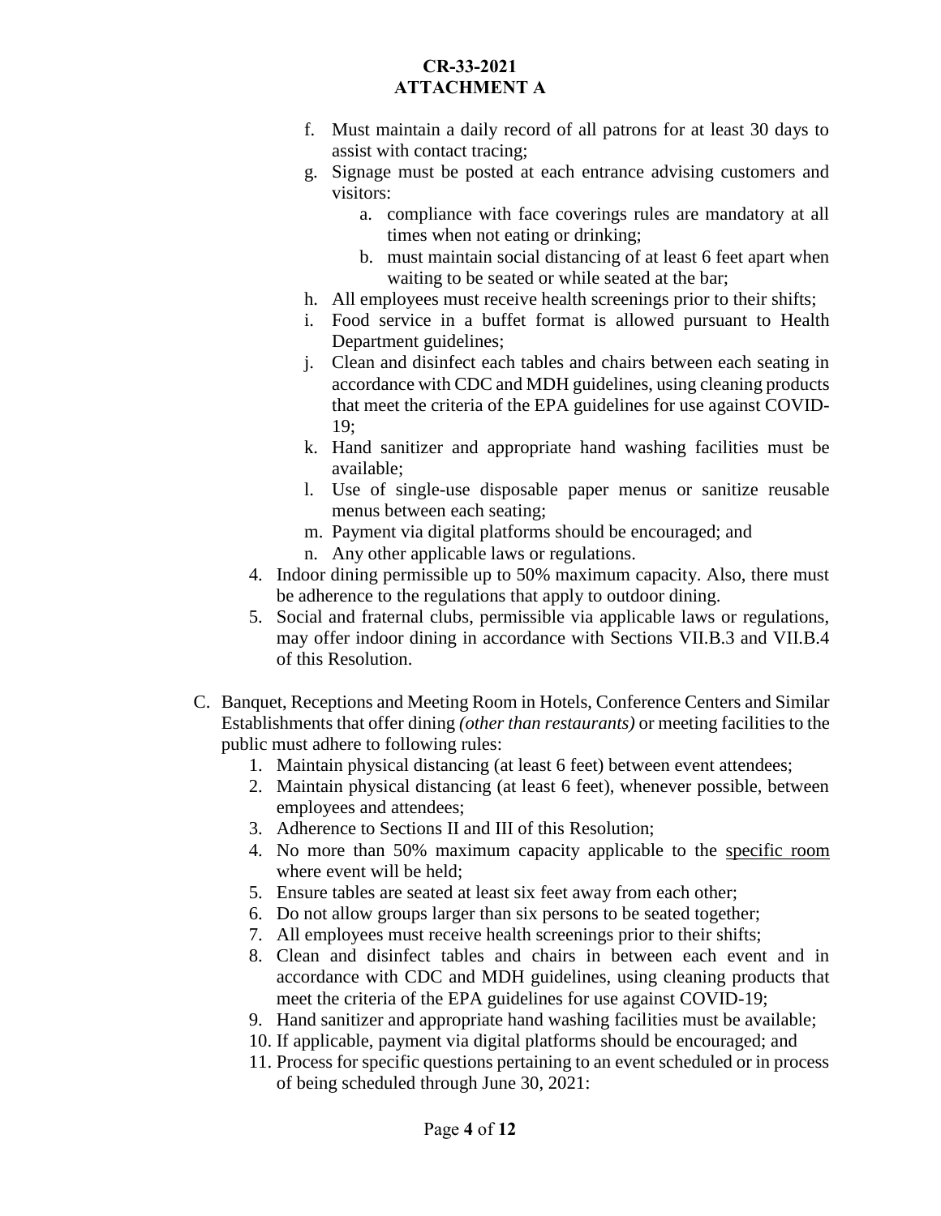**CR-33-2021**
**ATTACHMENT A**

f. Must maintain a daily record of all patrons for at least 30 days to assist with contact tracing;

g. Signage must be posted at each entrance advising customers and visitors:

   a. compliance with face coverings rules are mandatory at all times when not eating or drinking;

   b. must maintain social distancing of at least 6 feet apart when waiting to be seated or while seated at the bar;

h. All employees must receive health screenings prior to their shifts;

i. Food service in a buffet format is allowed pursuant to Health Department guidelines;

j. Clean and disinfect each tables and chairs between each seating in accordance with CDC and MDH guidelines, using cleaning products that meet the criteria of the EPA guidelines for use against COVID-19;

k. Hand sanitizer and appropriate hand washing facilities must be available;

l. Use of single-use disposable paper menus or sanitize reusable menus between each seating;

m. Payment via digital platforms should be encouraged; and

n. Any other applicable laws or regulations.

4. Indoor dining permissible up to 50% maximum capacity. Also, there must be adherence to the regulations that apply to outdoor dining.

5. Social and fraternal clubs, permissible via applicable laws or regulations, may offer indoor dining in accordance with Sections VII.B.3 and VII.B.4 of this Resolution.

C. Banquet, Receptions and Meeting Room in Hotels, Conference Centers and Similar Establishments that offer dining *(other than restaurants)* or meeting facilities to the public must adhere to following rules:

1. Maintain physical distancing (at least 6 feet) between event attendees;
2. Maintain physical distancing (at least 6 feet), whenever possible, between employees and attendees;
3. Adherence to Sections II and III of this Resolution;
4. No more than 50% maximum capacity applicable to the <u>specific room</u> where event will be held;
5. Ensure tables are seated at least six feet away from each other;
6. Do not allow groups larger than six persons to be seated together;
7. All employees must receive health screenings prior to their shifts;
8. Clean and disinfect tables and chairs in between each event and in accordance with CDC and MDH guidelines, using cleaning products that meet the criteria of the EPA guidelines for use against COVID-19;
9. Hand sanitizer and appropriate hand washing facilities must be available;
10. If applicable, payment via digital platforms should be encouraged; and
11. Process for specific questions pertaining to an event scheduled or in process of being scheduled through June 30, 2021: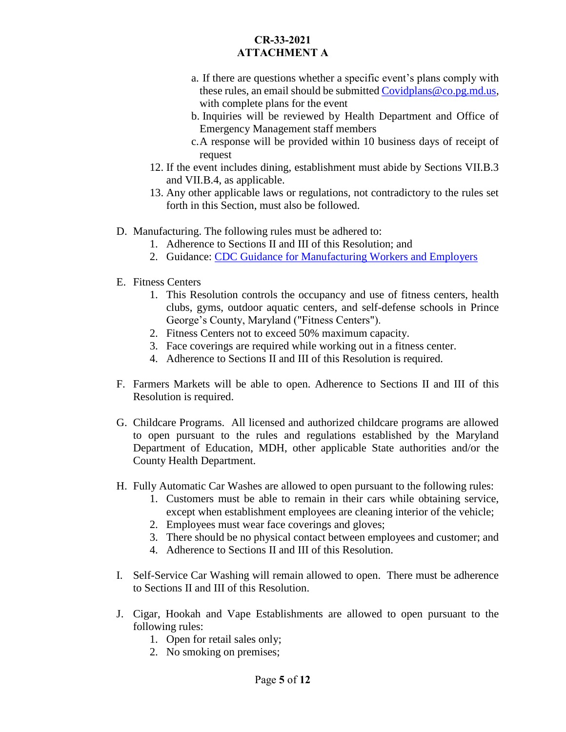a. If there are questions whether a specific event's plans comply with these rules, an email should be submitted [Covidplans@co.pg.md.us](mailto:Covidplans@co.pg.md.us), with complete plans for the event
b. Inquiries will be reviewed by Health Department and Office of Emergency Management staff members
c. A response will be provided within 10 business days of receipt of request

12. If the event includes dining, establishment must abide by Sections VII.B.3 and VII.B.4, as applicable.
13. Any other applicable laws or regulations, not contradictory to the rules set forth in this Section, must also be followed.

D. Manufacturing. The following rules must be adhered to:
   1. Adherence to Sections II and III of this Resolution; and
   2. Guidance: [CDC Guidance for Manufacturing Workers and Employers]()

E. Fitness Centers
   1. This Resolution controls the occupancy and use of fitness centers, health clubs, gyms, outdoor aquatic centers, and self-defense schools in Prince George's County, Maryland ("Fitness Centers").
   2. Fitness Centers not to exceed 50% maximum capacity.
   3. Face coverings are required while working out in a fitness center.
   4. Adherence to Sections II and III of this Resolution is required.

F. Farmers Markets will be able to open. Adherence to Sections II and III of this Resolution is required.

G. Childcare Programs. All licensed and authorized childcare programs are allowed to open pursuant to the rules and regulations established by the Maryland Department of Education, MDH, other applicable State authorities and/or the County Health Department.

H. Fully Automatic Car Washes are allowed to open pursuant to the following rules:
   1. Customers must be able to remain in their cars while obtaining service, except when establishment employees are cleaning interior of the vehicle;
   2. Employees must wear face coverings and gloves;
   3. There should be no physical contact between employees and customer; and
   4. Adherence to Sections II and III of this Resolution.

I. Self-Service Car Washing will remain allowed to open. There must be adherence to Sections II and III of this Resolution.

J. Cigar, Hookah and Vape Establishments are allowed to open pursuant to the following rules:
   1. Open for retail sales only;
   2. No smoking on premises;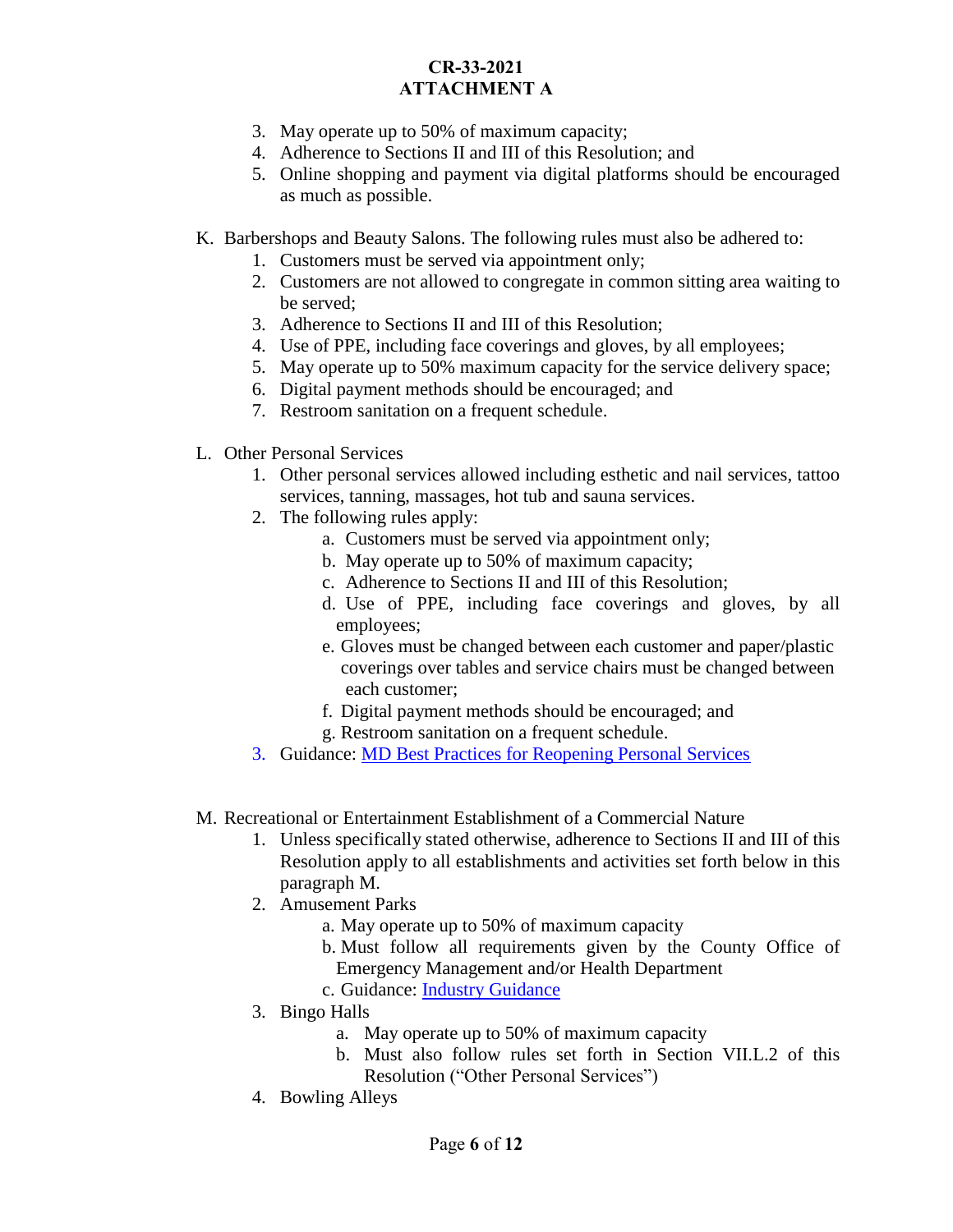3. May operate up to 50% of maximum capacity;
4. Adherence to Sections II and III of this Resolution; and
5. Online shopping and payment via digital platforms should be encouraged as much as possible.

K. Barbershops and Beauty Salons. The following rules must also be adhered to:
   1. Customers must be served via appointment only;
   2. Customers are not allowed to congregate in common sitting area waiting to be served;
   3. Adherence to Sections II and III of this Resolution;
   4. Use of PPE, including face coverings and gloves, by all employees;
   5. May operate up to 50% maximum capacity for the service delivery space;
   6. Digital payment methods should be encouraged; and
   7. Restroom sanitation on a frequent schedule.

L. Other Personal Services
   1. Other personal services allowed including esthetic and nail services, tattoo services, tanning, massages, hot tub and sauna services.
   2. The following rules apply:
      a. Customers must be served via appointment only;
      b. May operate up to 50% of maximum capacity;
      c. Adherence to Sections II and III of this Resolution;
      d. Use of PPE, including face coverings and gloves, by all employees;
      e. Gloves must be changed between each customer and paper/plastic coverings over tables and service chairs must be changed between each customer;
      f. Digital payment methods should be encouraged; and
      g. Restroom sanitation on a frequent schedule.
   3. Guidance: [MD Best Practices for Reopening Personal Services]

M. Recreational or Entertainment Establishment of a Commercial Nature
   1. Unless specifically stated otherwise, adherence to Sections II and III of this Resolution apply to all establishments and activities set forth below in this paragraph M.
   2. Amusement Parks
      a. May operate up to 50% of maximum capacity
      b. Must follow all requirements given by the County Office of Emergency Management and/or Health Department
      c. Guidance: [Industry Guidance]
   3. Bingo Halls
      a. May operate up to 50% of maximum capacity
      b. Must also follow rules set forth in Section VII.L.2 of this Resolution ("Other Personal Services")
   4. Bowling Alleys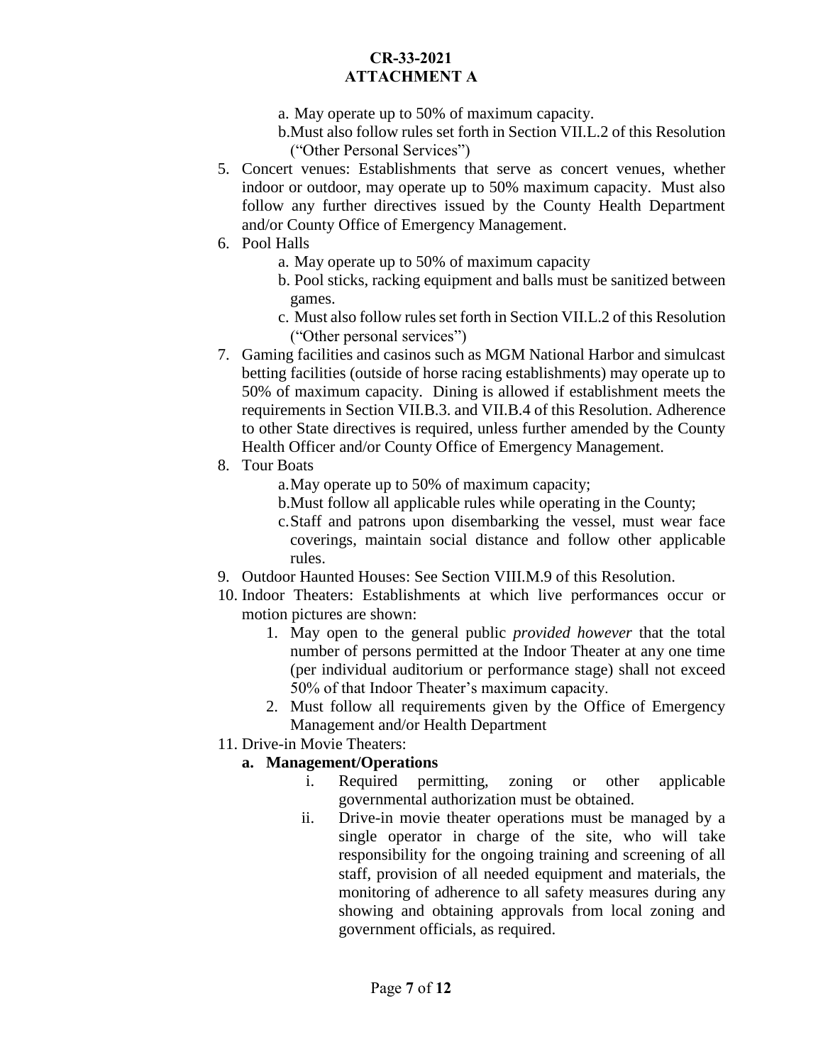a. May operate up to 50% of maximum capacity.
b. Must also follow rules set forth in Section VII.L.2 of this Resolution ("Other Personal Services")

5. Concert venues: Establishments that serve as concert venues, whether indoor or outdoor, may operate up to 50% maximum capacity. Must also follow any further directives issued by the County Health Department and/or County Office of Emergency Management.
6. Pool Halls
   a. May operate up to 50% of maximum capacity
   b. Pool sticks, racking equipment and balls must be sanitized between games.
   c. Must also follow rules set forth in Section VII.L.2 of this Resolution ("Other personal services")
7. Gaming facilities and casinos such as MGM National Harbor and simulcast betting facilities (outside of horse racing establishments) may operate up to 50% of maximum capacity. Dining is allowed if establishment meets the requirements in Section VII.B.3. and VII.B.4 of this Resolution. Adherence to other State directives is required, unless further amended by the County Health Officer and/or County Office of Emergency Management.
8. Tour Boats
   a. May operate up to 50% of maximum capacity;
   b. Must follow all applicable rules while operating in the County;
   c. Staff and patrons upon disembarking the vessel, must wear face coverings, maintain social distance and follow other applicable rules.
9. Outdoor Haunted Houses: See Section VIII.M.9 of this Resolution.
10. Indoor Theaters: Establishments at which live performances occur or motion pictures are shown:
    1. May open to the general public *provided however* that the total number of persons permitted at the Indoor Theater at any one time (per individual auditorium or performance stage) shall not exceed 50% of that Indoor Theater's maximum capacity.
    2. Must follow all requirements given by the Office of Emergency Management and/or Health Department
11. Drive-in Movie Theaters:
    **a. Management/Operations**
       i. Required permitting, zoning or other applicable governmental authorization must be obtained.
       ii. Drive-in movie theater operations must be managed by a single operator in charge of the site, who will take responsibility for the ongoing training and screening of all staff, provision of all needed equipment and materials, the monitoring of adherence to all safety measures during any showing and obtaining approvals from local zoning and government officials, as required.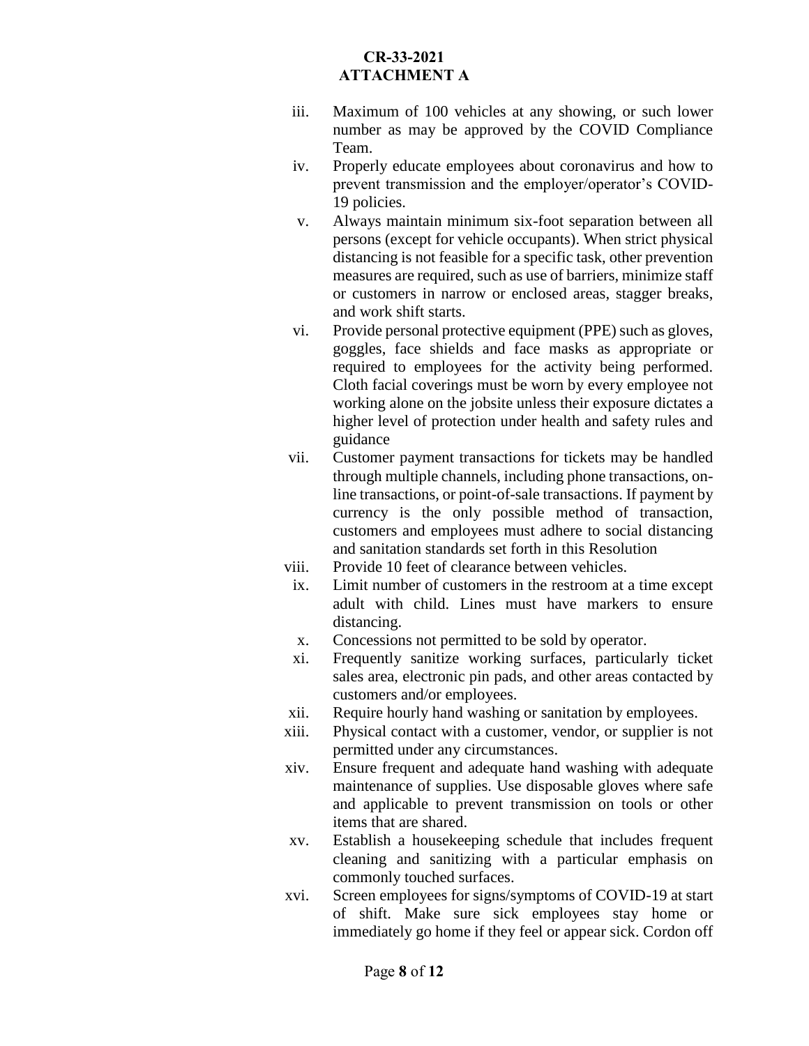iii. Maximum of 100 vehicles at any showing, or such lower number as may be approved by the COVID Compliance Team.

iv. Properly educate employees about coronavirus and how to prevent transmission and the employer/operator's COVID-19 policies.

v. Always maintain minimum six-foot separation between all persons (except for vehicle occupants). When strict physical distancing is not feasible for a specific task, other prevention measures are required, such as use of barriers, minimize staff or customers in narrow or enclosed areas, stagger breaks, and work shift starts.

vi. Provide personal protective equipment (PPE) such as gloves, goggles, face shields and face masks as appropriate or required to employees for the activity being performed. Cloth facial coverings must be worn by every employee not working alone on the jobsite unless their exposure dictates a higher level of protection under health and safety rules and guidance

vii. Customer payment transactions for tickets may be handled through multiple channels, including phone transactions, on-line transactions, or point-of-sale transactions. If payment by currency is the only possible method of transaction, customers and employees must adhere to social distancing and sanitation standards set forth in this Resolution

viii. Provide 10 feet of clearance between vehicles.

ix. Limit number of customers in the restroom at a time except adult with child. Lines must have markers to ensure distancing.

x. Concessions not permitted to be sold by operator.

xi. Frequently sanitize working surfaces, particularly ticket sales area, electronic pin pads, and other areas contacted by customers and/or employees.

xii. Require hourly hand washing or sanitation by employees.

xiii. Physical contact with a customer, vendor, or supplier is not permitted under any circumstances.

xiv. Ensure frequent and adequate hand washing with adequate maintenance of supplies. Use disposable gloves where safe and applicable to prevent transmission on tools or other items that are shared.

xv. Establish a housekeeping schedule that includes frequent cleaning and sanitizing with a particular emphasis on commonly touched surfaces.

xvi. Screen employees for signs/symptoms of COVID-19 at start of shift. Make sure sick employees stay home or immediately go home if they feel or appear sick. Cordon off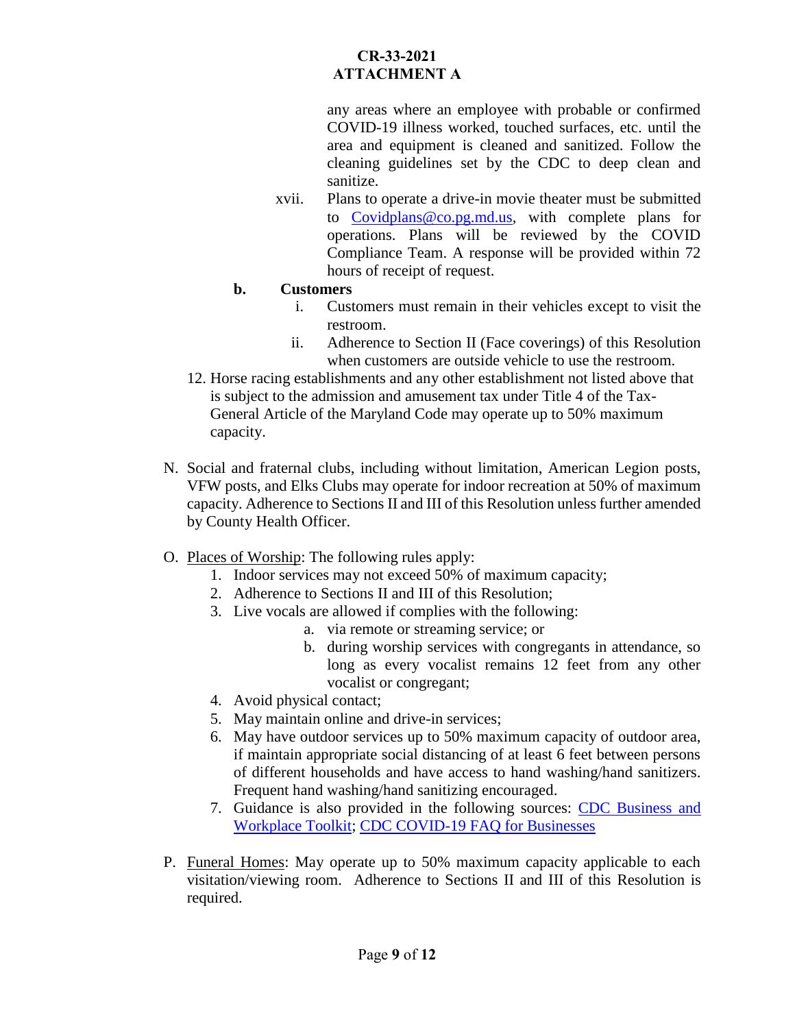any areas where an employee with probable or confirmed COVID-19 illness worked, touched surfaces, etc. until the area and equipment is cleaned and sanitized. Follow the cleaning guidelines set by the CDC to deep clean and sanitize.

xvii. Plans to operate a drive-in movie theater must be submitted to [Covidplans@co.pg.md.us](mailto:Covidplans@co.pg.md.us), with complete plans for operations. Plans will be reviewed by the COVID Compliance Team. A response will be provided within 72 hours of receipt of request.

**b. Customers**

i. Customers must remain in their vehicles except to visit the restroom.

ii. Adherence to Section II (Face coverings) of this Resolution when customers are outside vehicle to use the restroom.

12. Horse racing establishments and any other establishment not listed above that is subject to the admission and amusement tax under Title 4 of the Tax-General Article of the Maryland Code may operate up to 50% maximum capacity.

N. Social and fraternal clubs, including without limitation, American Legion posts, VFW posts, and Elks Clubs may operate for indoor recreation at 50% of maximum capacity. Adherence to Sections II and III of this Resolution unless further amended by County Health Officer.

O. Places of Worship: The following rules apply:

1. Indoor services may not exceed 50% of maximum capacity;
2. Adherence to Sections II and III of this Resolution;
3. Live vocals are allowed if complies with the following:
   a. via remote or streaming service; or
   b. during worship services with congregants in attendance, so long as every vocalist remains 12 feet from any other vocalist or congregant;
4. Avoid physical contact;
5. May maintain online and drive-in services;
6. May have outdoor services up to 50% maximum capacity of outdoor area, if maintain appropriate social distancing of at least 6 feet between persons of different households and have access to hand washing/hand sanitizers. Frequent hand washing/hand sanitizing encouraged.
7. Guidance is also provided in the following sources: CDC Business and Workplace Toolkit; CDC COVID-19 FAQ for Businesses

P. Funeral Homes: May operate up to 50% maximum capacity applicable to each visitation/viewing room. Adherence to Sections II and III of this Resolution is required.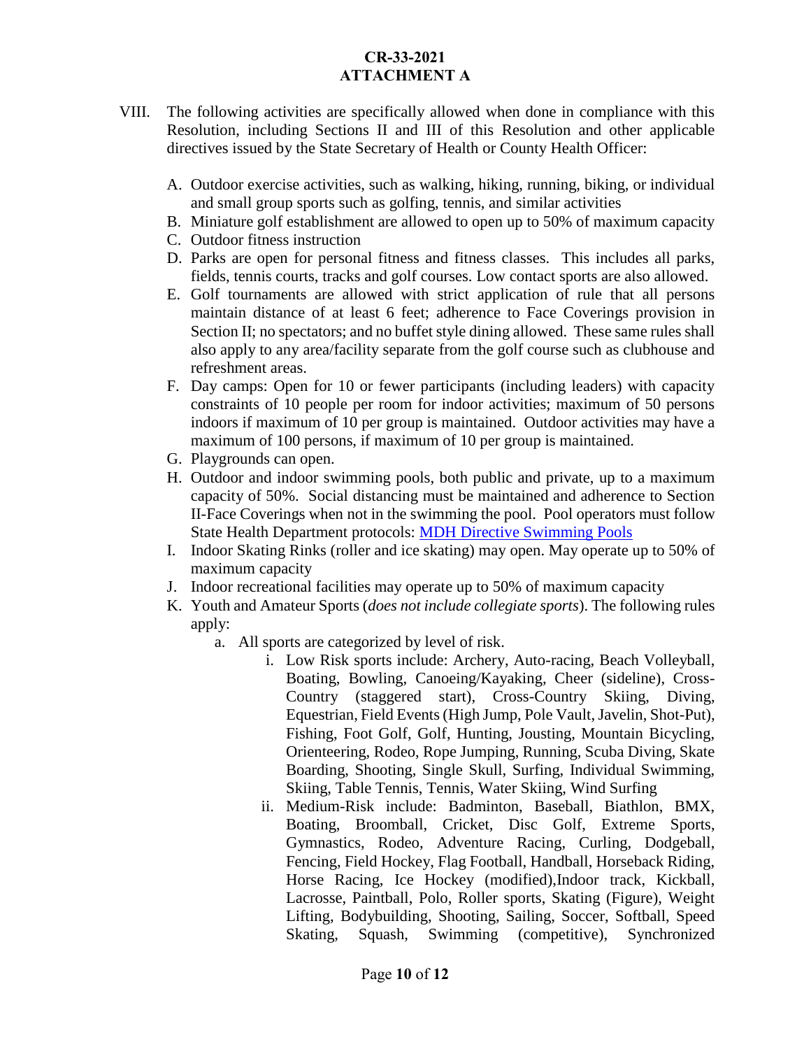**CR-33-2021**
**ATTACHMENT A**

VIII. The following activities are specifically allowed when done in compliance with this Resolution, including Sections II and III of this Resolution and other applicable directives issued by the State Secretary of Health or County Health Officer:

A. Outdoor exercise activities, such as walking, hiking, running, biking, or individual and small group sports such as golfing, tennis, and similar activities
B. Miniature golf establishment are allowed to open up to 50% of maximum capacity
C. Outdoor fitness instruction
D. Parks are open for personal fitness and fitness classes. This includes all parks, fields, tennis courts, tracks and golf courses. Low contact sports are also allowed.
E. Golf tournaments are allowed with strict application of rule that all persons maintain distance of at least 6 feet; adherence to Face Coverings provision in Section II; no spectators; and no buffet style dining allowed. These same rules shall also apply to any area/facility separate from the golf course such as clubhouse and refreshment areas.
F. Day camps: Open for 10 or fewer participants (including leaders) with capacity constraints of 10 people per room for indoor activities; maximum of 50 persons indoors if maximum of 10 per group is maintained. Outdoor activities may have a maximum of 100 persons, if maximum of 10 per group is maintained.
G. Playgrounds can open.
H. Outdoor and indoor swimming pools, both public and private, up to a maximum capacity of 50%. Social distancing must be maintained and adherence to Section II-Face Coverings when not in the swimming the pool. Pool operators must follow State Health Department protocols: [MDH Directive Swimming Pools]
I. Indoor Skating Rinks (roller and ice skating) may open. May operate up to 50% of maximum capacity
J. Indoor recreational facilities may operate up to 50% of maximum capacity
K. Youth and Amateur Sports (*does not include collegiate sports*). The following rules apply:
   a. All sports are categorized by level of risk.
      i. Low Risk sports include: Archery, Auto-racing, Beach Volleyball, Boating, Bowling, Canoeing/Kayaking, Cheer (sideline), Cross-Country (staggered start), Cross-Country Skiing, Diving, Equestrian, Field Events (High Jump, Pole Vault, Javelin, Shot-Put), Fishing, Foot Golf, Golf, Hunting, Jousting, Mountain Bicycling, Orienteering, Rodeo, Rope Jumping, Running, Scuba Diving, Skate Boarding, Shooting, Single Skull, Surfing, Individual Swimming, Skiing, Table Tennis, Tennis, Water Skiing, Wind Surfing
      ii. Medium-Risk include: Badminton, Baseball, Biathlon, BMX, Boating, Broomball, Cricket, Disc Golf, Extreme Sports, Gymnastics, Rodeo, Adventure Racing, Curling, Dodgeball, Fencing, Field Hockey, Flag Football, Handball, Horseback Riding, Horse Racing, Ice Hockey (modified),Indoor track, Kickball, Lacrosse, Paintball, Polo, Roller sports, Skating (Figure), Weight Lifting, Bodybuilding, Shooting, Sailing, Soccer, Softball, Speed Skating, Squash, Swimming (competitive), Synchronized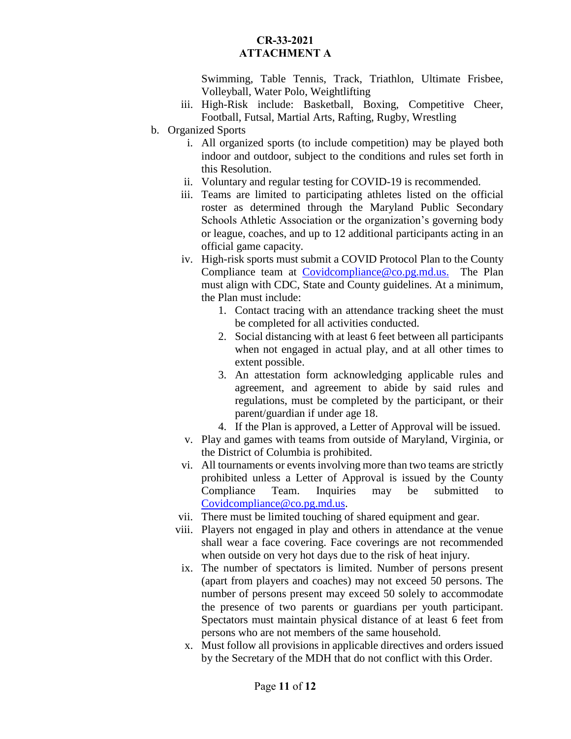Swimming, Table Tennis, Track, Triathlon, Ultimate Frisbee, Volleyball, Water Polo, Weightlifting

iii. High-Risk include: Basketball, Boxing, Competitive Cheer, Football, Futsal, Martial Arts, Rafting, Rugby, Wrestling

b. Organized Sports

   i. All organized sports (to include competition) may be played both indoor and outdoor, subject to the conditions and rules set forth in this Resolution.

   ii. Voluntary and regular testing for COVID-19 is recommended.

   iii. Teams are limited to participating athletes listed on the official roster as determined through the Maryland Public Secondary Schools Athletic Association or the organization's governing body or league, coaches, and up to 12 additional participants acting in an official game capacity.

   iv. High-risk sports must submit a COVID Protocol Plan to the County Compliance team at Covidcompliance@co.pg.md.us. The Plan must align with CDC, State and County guidelines. At a minimum, the Plan must include:

      1. Contact tracing with an attendance tracking sheet the must be completed for all activities conducted.
      2. Social distancing with at least 6 feet between all participants when not engaged in actual play, and at all other times to extent possible.
      3. An attestation form acknowledging applicable rules and agreement, and agreement to abide by said rules and regulations, must be completed by the participant, or their parent/guardian if under age 18.
      4. If the Plan is approved, a Letter of Approval will be issued.

   v. Play and games with teams from outside of Maryland, Virginia, or the District of Columbia is prohibited.

   vi. All tournaments or events involving more than two teams are strictly prohibited unless a Letter of Approval is issued by the County Compliance Team. Inquiries may be submitted to Covidcompliance@co.pg.md.us.

   vii. There must be limited touching of shared equipment and gear.

   viii. Players not engaged in play and others in attendance at the venue shall wear a face covering. Face coverings are not recommended when outside on very hot days due to the risk of heat injury.

   ix. The number of spectators is limited. Number of persons present (apart from players and coaches) may not exceed 50 persons. The number of persons present may exceed 50 solely to accommodate the presence of two parents or guardians per youth participant. Spectators must maintain physical distance of at least 6 feet from persons who are not members of the same household.

   x. Must follow all provisions in applicable directives and orders issued by the Secretary of the MDH that do not conflict with this Order.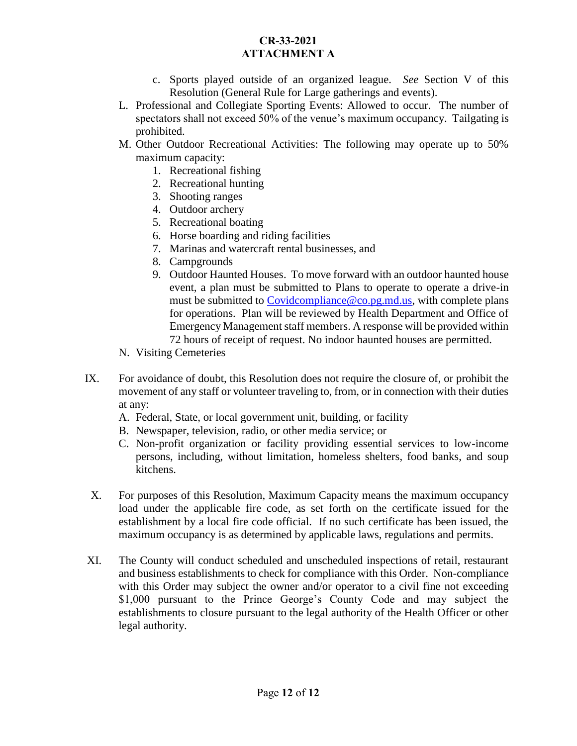c. Sports played outside of an organized league. *See* Section V of this Resolution (General Rule for Large gatherings and events).

L. Professional and Collegiate Sporting Events: Allowed to occur. The number of spectators shall not exceed 50% of the venue's maximum occupancy. Tailgating is prohibited.

M. Other Outdoor Recreational Activities: The following may operate up to 50% maximum capacity:
   1. Recreational fishing
   2. Recreational hunting
   3. Shooting ranges
   4. Outdoor archery
   5. Recreational boating
   6. Horse boarding and riding facilities
   7. Marinas and watercraft rental businesses, and
   8. Campgrounds
   9. Outdoor Haunted Houses. To move forward with an outdoor haunted house event, a plan must be submitted to Plans to operate to operate a drive-in must be submitted to Covidcompliance@co.pg.md.us, with complete plans for operations. Plan will be reviewed by Health Department and Office of Emergency Management staff members. A response will be provided within 72 hours of receipt of request. No indoor haunted houses are permitted.

N. Visiting Cemeteries

IX. For avoidance of doubt, this Resolution does not require the closure of, or prohibit the movement of any staff or volunteer traveling to, from, or in connection with their duties at any:
   A. Federal, State, or local government unit, building, or facility
   B. Newspaper, television, radio, or other media service; or
   C. Non-profit organization or facility providing essential services to low-income persons, including, without limitation, homeless shelters, food banks, and soup kitchens.

X. For purposes of this Resolution, Maximum Capacity means the maximum occupancy load under the applicable fire code, as set forth on the certificate issued for the establishment by a local fire code official. If no such certificate has been issued, the maximum occupancy is as determined by applicable laws, regulations and permits.

XI. The County will conduct scheduled and unscheduled inspections of retail, restaurant and business establishments to check for compliance with this Order. Non-compliance with this Order may subject the owner and/or operator to a civil fine not exceeding $1,000 pursuant to the Prince George's County Code and may subject the establishments to closure pursuant to the legal authority of the Health Officer or other legal authority.